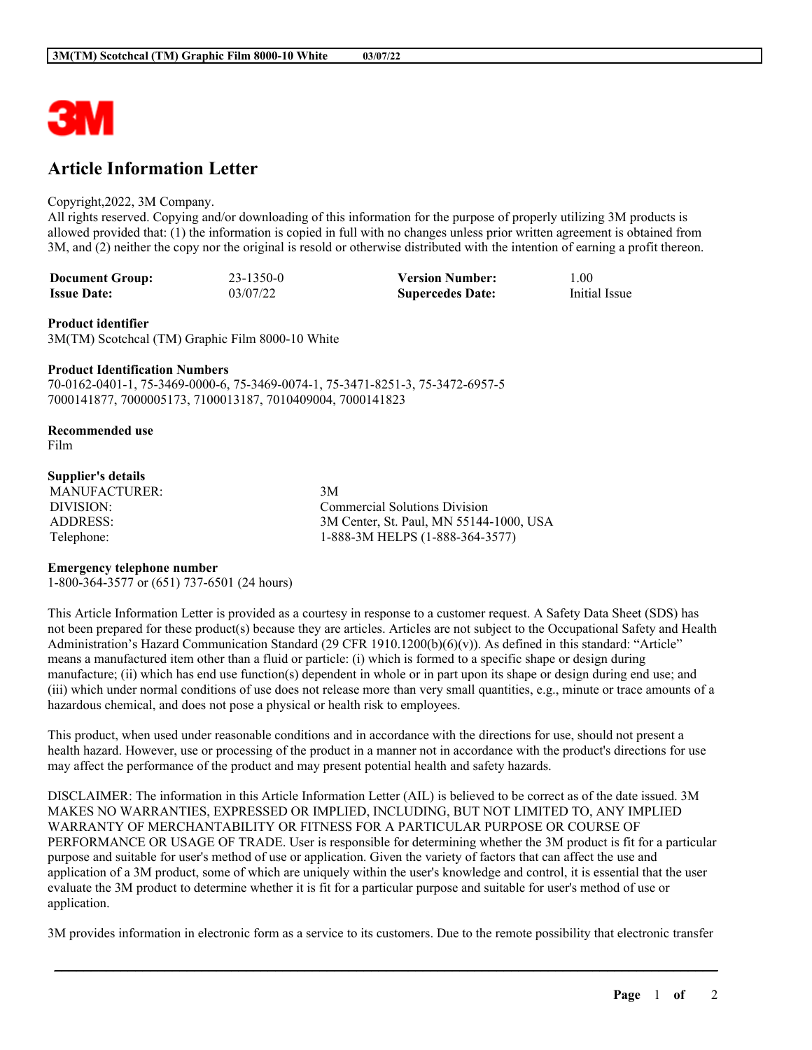# Article Information Letter

Copyright,2022, 3M Company.
All rights reserved. Copying and/or downloading of this information for the purpose of properly utilizing 3M products is allowed provided that: (1) the information is copied in full with no changes unless prior written agreement is obtained from 3M, and (2) neither the copy nor the original is resold or otherwise distributed with the intention of earning a profit thereon.

| | | | |
|---|---|---|---|
| **Document Group:** | 23-1350-0 | **Version Number:** | 1.00 |
| **Issue Date:** | 03/07/22 | **Supercedes Date:** | Initial Issue |

**Product identifier**
3M(TM) Scotchcal (TM) Graphic Film 8000-10 White

**Product Identification Numbers**
70-0162-0401-1, 75-3469-0000-6, 75-3469-0074-1, 75-3471-8251-3, 75-3472-6957-5
7000141877, 7000005173, 7100013187, 7010409004, 7000141823

**Recommended use**
Film

**Supplier's details**

| | |
|---|---|
| MANUFACTURER: | 3M |
| DIVISION: | Commercial Solutions Division |
| ADDRESS: | 3M Center, St. Paul, MN 55144-1000, USA |
| Telephone: | 1-888-3M HELPS (1-888-364-3577) |

**Emergency telephone number**
1-800-364-3577 or (651) 737-6501 (24 hours)

This Article Information Letter is provided as a courtesy in response to a customer request. A Safety Data Sheet (SDS) has not been prepared for these product(s) because they are articles. Articles are not subject to the Occupational Safety and Health Administration's Hazard Communication Standard (29 CFR 1910.1200(b)(6)(v)). As defined in this standard: "Article" means a manufactured item other than a fluid or particle: (i) which is formed to a specific shape or design during manufacture; (ii) which has end use function(s) dependent in whole or in part upon its shape or design during end use; and (iii) which under normal conditions of use does not release more than very small quantities, e.g., minute or trace amounts of a hazardous chemical, and does not pose a physical or health risk to employees.

This product, when used under reasonable conditions and in accordance with the directions for use, should not present a health hazard. However, use or processing of the product in a manner not in accordance with the product's directions for use may affect the performance of the product and may present potential health and safety hazards.

DISCLAIMER: The information in this Article Information Letter (AIL) is believed to be correct as of the date issued. 3M MAKES NO WARRANTIES, EXPRESSED OR IMPLIED, INCLUDING, BUT NOT LIMITED TO, ANY IMPLIED WARRANTY OF MERCHANTABILITY OR FITNESS FOR A PARTICULAR PURPOSE OR COURSE OF PERFORMANCE OR USAGE OF TRADE. User is responsible for determining whether the 3M product is fit for a particular purpose and suitable for user's method of use or application. Given the variety of factors that can affect the use and application of a 3M product, some of which are uniquely within the user's knowledge and control, it is essential that the user evaluate the 3M product to determine whether it is fit for a particular purpose and suitable for user's method of use or application.

3M provides information in electronic form as a service to its customers. Due to the remote possibility that electronic transfer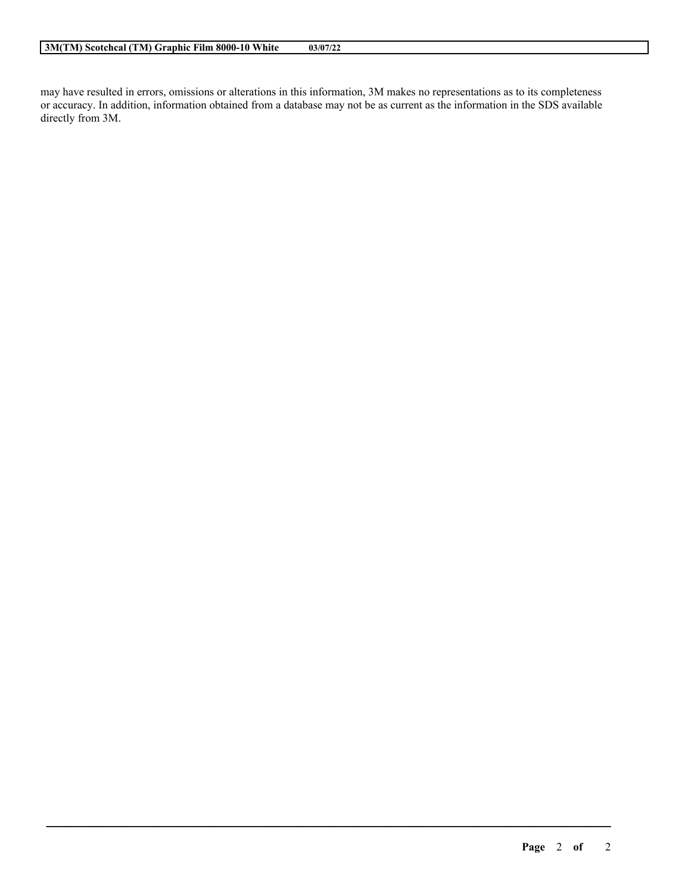may have resulted in errors, omissions or alterations in this information, 3M makes no representations as to its completeness or accuracy. In addition, information obtained from a database may not be as current as the information in the SDS available directly from 3M.